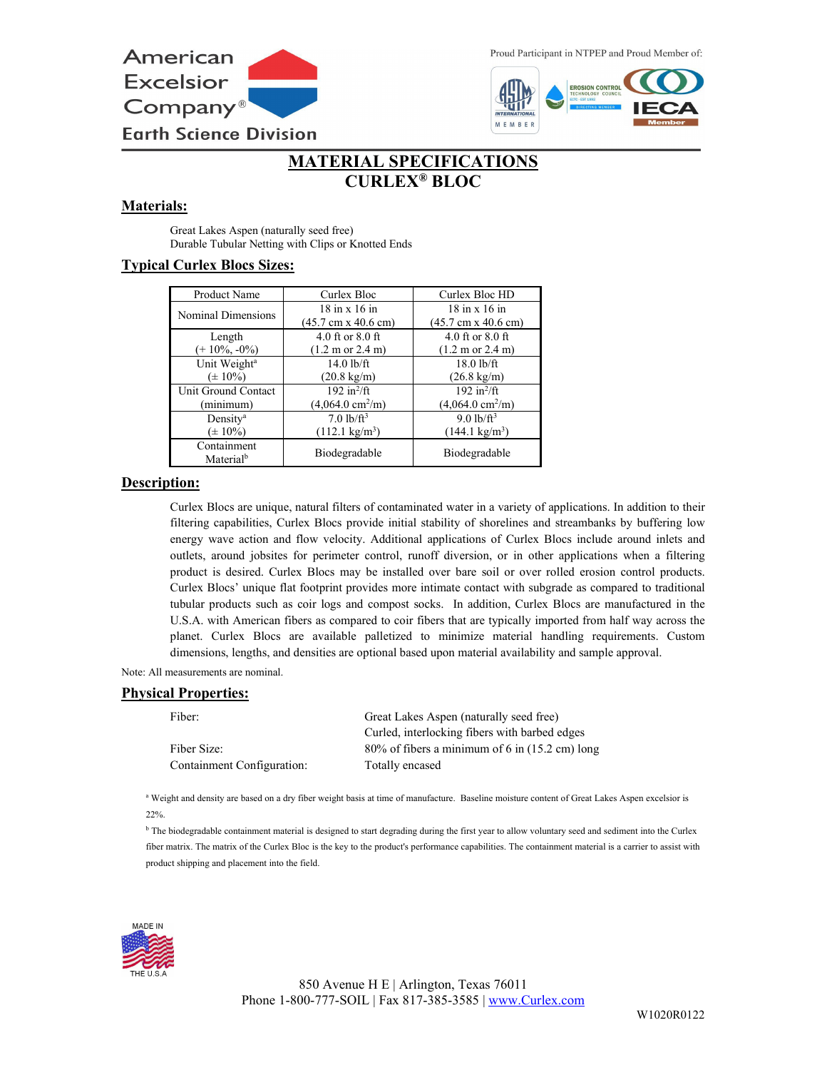American Excelsior Company®
Earth Science Division

Proud Participant in NTPEP and Proud Member of:

# MATERIAL SPECIFICATIONS
# CURLEX® BLOC

## Materials:

Great Lakes Aspen (naturally seed free)
Durable Tubular Netting with Clips or Knotted Ends

## Typical Curlex Blocs Sizes:

| Product Name | Curlex Bloc | Curlex Bloc HD |
|---|---|---|
| Nominal Dimensions | 18 in x 16 in (45.7 cm x 40.6 cm) | 18 in x 16 in (45.7 cm x 40.6 cm) |
| Length (+ 10%, -0%) | 4.0 ft or 8.0 ft (1.2 m or 2.4 m) | 4.0 ft or 8.0 ft (1.2 m or 2.4 m) |
| Unit Weight[a] (± 10%) | 14.0 lb/ft (20.8 kg/m) | 18.0 lb/ft (26.8 kg/m) |
| Unit Ground Contact (minimum) | 192 $in^2$/ft (4,064.0 $cm^2$/m) | 192 $in^2$/ft (4,064.0 $cm^2$/m) |
| Density[a] (± 10%) | 7.0 lb/$ft^3$ (112.1 kg/$m^3$) | 9.0 lb/$ft^3$ (144.1 kg/$m^3$) |
| Containment Material[b] | Biodegradable | Biodegradable |

## Description:

Curlex Blocs are unique, natural filters of contaminated water in a variety of applications. In addition to their filtering capabilities, Curlex Blocs provide initial stability of shorelines and streambanks by buffering low energy wave action and flow velocity. Additional applications of Curlex Blocs include around inlets and outlets, around jobsites for perimeter control, runoff diversion, or in other applications when a filtering product is desired. Curlex Blocs may be installed over bare soil or over rolled erosion control products. Curlex Blocs' unique flat footprint provides more intimate contact with subgrade as compared to traditional tubular products such as coir logs and compost socks. In addition, Curlex Blocs are manufactured in the U.S.A. with American fibers as compared to coir fibers that are typically imported from half way across the planet. Curlex Blocs are available palletized to minimize material handling requirements. Custom dimensions, lengths, and densities are optional based upon material availability and sample approval.

Note: All measurements are nominal.

## Physical Properties:

| | |
|---|---|
| Fiber: | Great Lakes Aspen (naturally seed free) Curled, interlocking fibers with barbed edges |
| Fiber Size: | 80% of fibers a minimum of 6 in (15.2 cm) long |
| Containment Configuration: | Totally encased |

[a] Weight and density are based on a dry fiber weight basis at time of manufacture. Baseline moisture content of Great Lakes Aspen excelsior is 22%.

[b] The biodegradable containment material is designed to start degrading during the first year to allow voluntary seed and sediment into the Curlex fiber matrix. The matrix of the Curlex Bloc is the key to the product's performance capabilities. The containment material is a carrier to assist with product shipping and placement into the field.

MADE IN THE U.S.A

850 Avenue H E | Arlington, Texas 76011
Phone 1-800-777-SOIL | Fax 817-385-3585 | www.Curlex.com

W1020R0122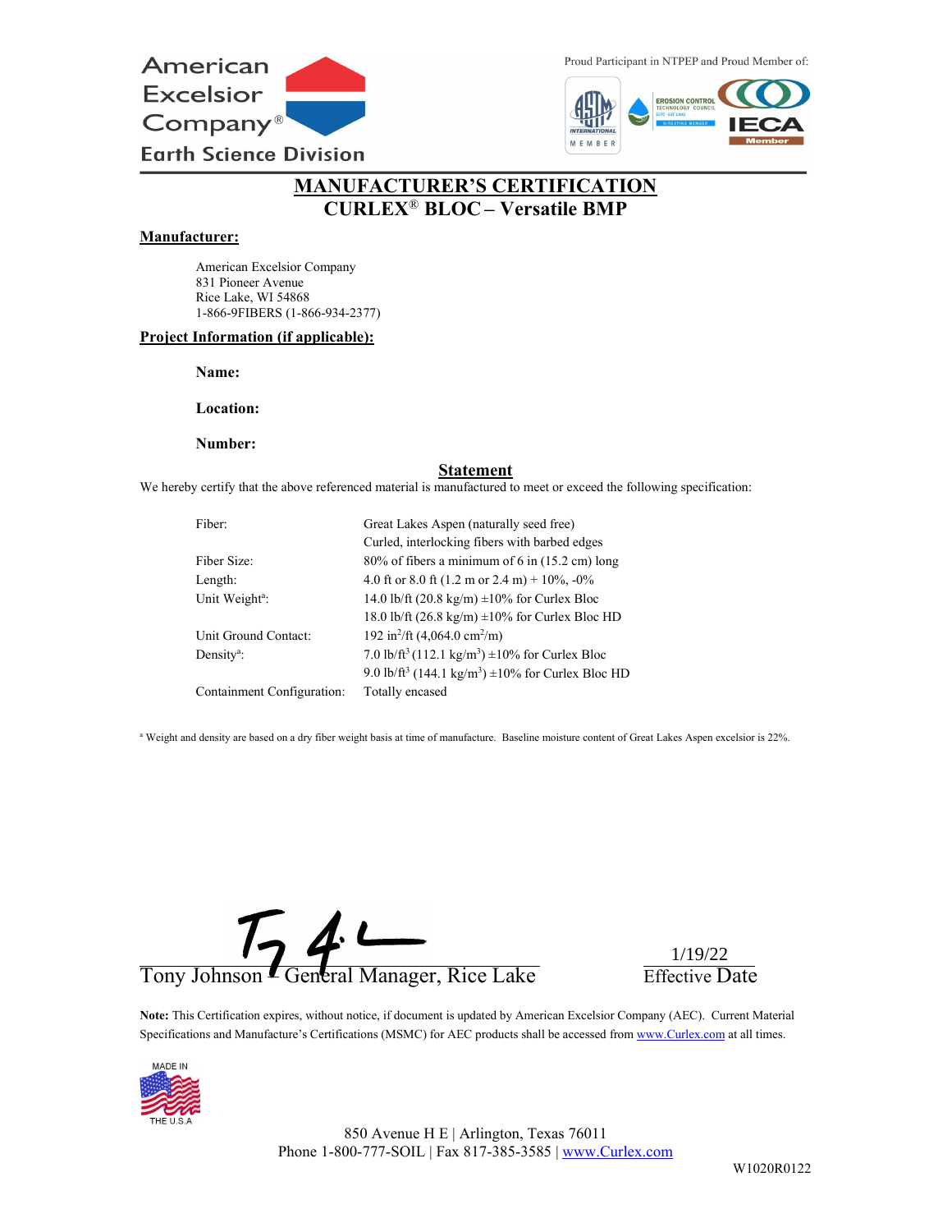American Excelsior Company®
Earth Science Division

Proud Participant in NTPEP and Proud Member of:

# MANUFACTURER'S CERTIFICATION

## CURLEX® BLOC – Versatile BMP

**Manufacturer:**

American Excelsior Company
831 Pioneer Avenue
Rice Lake, WI 54868
1-866-9FIBERS (1-866-934-2377)

**Project Information (if applicable):**

**Name:**

**Location:**

**Number:**

**Statement**

We hereby certify that the above referenced material is manufactured to meet or exceed the following specification:

| | |
|---|---|
| Fiber: | Great Lakes Aspen (naturally seed free)<br>Curled, interlocking fibers with barbed edges |
| Fiber Size: | 80% of fibers a minimum of 6 in (15.2 cm) long |
| Length: | 4.0 ft or 8.0 ft (1.2 m or 2.4 m) + 10%, -0% |
| Unit Weight[a]: | 14.0 lb/ft (20.8 kg/m) ±10% for Curlex Bloc<br>18.0 lb/ft (26.8 kg/m) ±10% for Curlex Bloc HD |
| Unit Ground Contact: | 192 $in^2$/ft (4,064.0 $cm^2$/m) |
| Density[a]: | 7.0 lb/$ft^3$ (112.1 kg/$m^3$) ±10% for Curlex Bloc<br>9.0 lb/$ft^3$ (144.1 kg/$m^3$) ±10% for Curlex Bloc HD |
| Containment Configuration: | Totally encased |

[a] Weight and density are based on a dry fiber weight basis at time of manufacture. Baseline moisture content of Great Lakes Aspen excelsior is 22%.

Tony Johnson – General Manager, Rice Lake

1/19/22
Effective Date

**Note:** This Certification expires, without notice, if document is updated by American Excelsior Company (AEC). Current Material Specifications and Manufacture's Certifications (MSMC) for AEC products shall be accessed from www.Curlex.com at all times.

MADE IN THE U.S.A

850 Avenue H E | Arlington, Texas 76011
Phone 1-800-777-SOIL | Fax 817-385-3585 | www.Curlex.com

W1020R0122